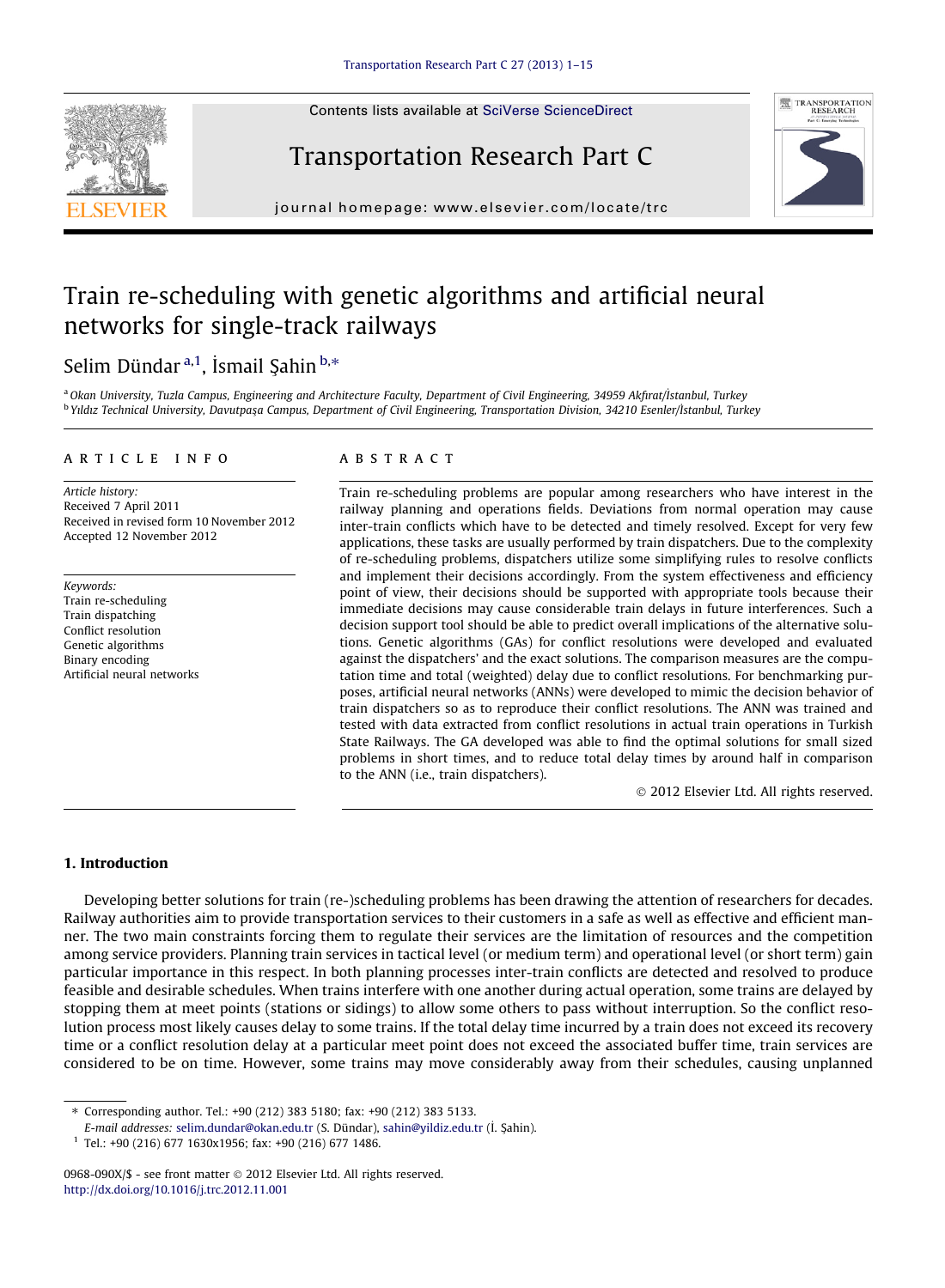# Train re-scheduling with genetic algorithms and artificial neural networks for single-track railways

Selim Dündar [a,1], İsmail Şahin [b,*]

[a] Okan University, Tuzla Campus, Engineering and Architecture Faculty, Department of Civil Engineering, 34959 Akfırat/İstanbul, Turkey
[b] Yıldız Technical University, Davutpaşa Campus, Department of Civil Engineering, Transportation Division, 34210 Esenler/İstanbul, Turkey

## ARTICLE INFO

*Article history:*
Received 7 April 2011
Received in revised form 10 November 2012
Accepted 12 November 2012

*Keywords:*
Train re-scheduling
Train dispatching
Conflict resolution
Genetic algorithms
Binary encoding
Artificial neural networks

## ABSTRACT

Train re-scheduling problems are popular among researchers who have interest in the railway planning and operations fields. Deviations from normal operation may cause inter-train conflicts which have to be detected and timely resolved. Except for very few applications, these tasks are usually performed by train dispatchers. Due to the complexity of re-scheduling problems, dispatchers utilize some simplifying rules to resolve conflicts and implement their decisions accordingly. From the system effectiveness and efficiency point of view, their decisions should be supported with appropriate tools because their immediate decisions may cause considerable train delays in future interferences. Such a decision support tool should be able to predict overall implications of the alternative solutions. Genetic algorithms (GAs) for conflict resolutions were developed and evaluated against the dispatchers' and the exact solutions. The comparison measures are the computation time and total (weighted) delay due to conflict resolutions. For benchmarking purposes, artificial neural networks (ANNs) were developed to mimic the decision behavior of train dispatchers so as to reproduce their conflict resolutions. The ANN was trained and tested with data extracted from conflict resolutions in actual train operations in Turkish State Railways. The GA developed was able to find the optimal solutions for small sized problems in short times, and to reduce total delay times by around half in comparison to the ANN (i.e., train dispatchers).

© 2012 Elsevier Ltd. All rights reserved.

## 1. Introduction

Developing better solutions for train (re-)scheduling problems has been drawing the attention of researchers for decades. Railway authorities aim to provide transportation services to their customers in a safe as well as effective and efficient manner. The two main constraints forcing them to regulate their services are the limitation of resources and the competition among service providers. Planning train services in tactical level (or medium term) and operational level (or short term) gain particular importance in this respect. In both planning processes inter-train conflicts are detected and resolved to produce feasible and desirable schedules. When trains interfere with one another during actual operation, some trains are delayed by stopping them at meet points (stations or sidings) to allow some others to pass without interruption. So the conflict resolution process most likely causes delay to some trains. If the total delay time incurred by a train does not exceed its recovery time or a conflict resolution delay at a particular meet point does not exceed the associated buffer time, train services are considered to be on time. However, some trains may move considerably away from their schedules, causing unplanned

* Corresponding author. Tel.: +90 (212) 383 5180; fax: +90 (212) 383 5133.
*E-mail addresses:* selim.dundar@okan.edu.tr (S. Dündar), sahin@yildiz.edu.tr (İ. Şahin).
[1] Tel.: +90 (216) 677 1630x1956; fax: +90 (216) 677 1486.

0968-090X/$ - see front matter © 2012 Elsevier Ltd. All rights reserved.
http://dx.doi.org/10.1016/j.trc.2012.11.001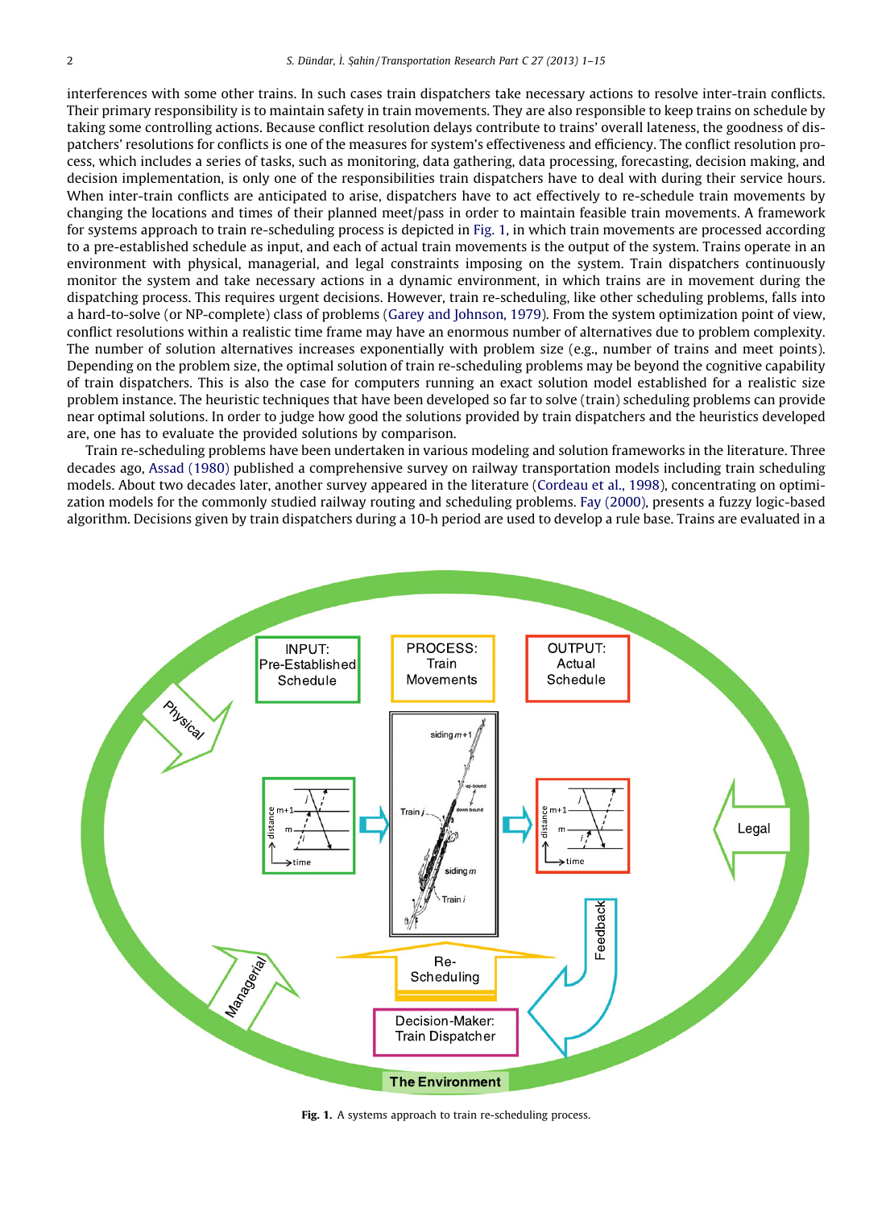interferences with some other trains. In such cases train dispatchers take necessary actions to resolve inter-train conflicts. Their primary responsibility is to maintain safety in train movements. They are also responsible to keep trains on schedule by taking some controlling actions. Because conflict resolution delays contribute to trains' overall lateness, the goodness of dispatchers' resolutions for conflicts is one of the measures for system's effectiveness and efficiency. The conflict resolution process, which includes a series of tasks, such as monitoring, data gathering, data processing, forecasting, decision making, and decision implementation, is only one of the responsibilities train dispatchers have to deal with during their service hours. When inter-train conflicts are anticipated to arise, dispatchers have to act effectively to re-schedule train movements by changing the locations and times of their planned meet/pass in order to maintain feasible train movements. A framework for systems approach to train re-scheduling process is depicted in Fig. 1, in which train movements are processed according to a pre-established schedule as input, and each of actual train movements is the output of the system. Trains operate in an environment with physical, managerial, and legal constraints imposing on the system. Train dispatchers continuously monitor the system and take necessary actions in a dynamic environment, in which trains are in movement during the dispatching process. This requires urgent decisions. However, train re-scheduling, like other scheduling problems, falls into a hard-to-solve (or NP-complete) class of problems (Garey and Johnson, 1979). From the system optimization point of view, conflict resolutions within a realistic time frame may have an enormous number of alternatives due to problem complexity. The number of solution alternatives increases exponentially with problem size (e.g., number of trains and meet points). Depending on the problem size, the optimal solution of train re-scheduling problems may be beyond the cognitive capability of train dispatchers. This is also the case for computers running an exact solution model established for a realistic size problem instance. The heuristic techniques that have been developed so far to solve (train) scheduling problems can provide near optimal solutions. In order to judge how good the solutions provided by train dispatchers and the heuristics developed are, one has to evaluate the provided solutions by comparison.

Train re-scheduling problems have been undertaken in various modeling and solution frameworks in the literature. Three decades ago, Assad (1980) published a comprehensive survey on railway transportation models including train scheduling models. About two decades later, another survey appeared in the literature (Cordeau et al., 1998), concentrating on optimization models for the commonly studied railway routing and scheduling problems. Fay (2000), presents a fuzzy logic-based algorithm. Decisions given by train dispatchers during a 10-h period are used to develop a rule base. Trains are evaluated in a

INPUT: Pre-Established Schedule

PROCESS: Train Movements

OUTPUT: Actual Schedule

Physical

Legal

Managerial

Feedback

Re-Scheduling

Decision-Maker: Train Dispatcher

The Environment

siding m+1

up-bound

down-bound

Train j

siding m

Train i

distance

m+1

m

j

i

time

**Fig. 1.** A systems approach to train re-scheduling process.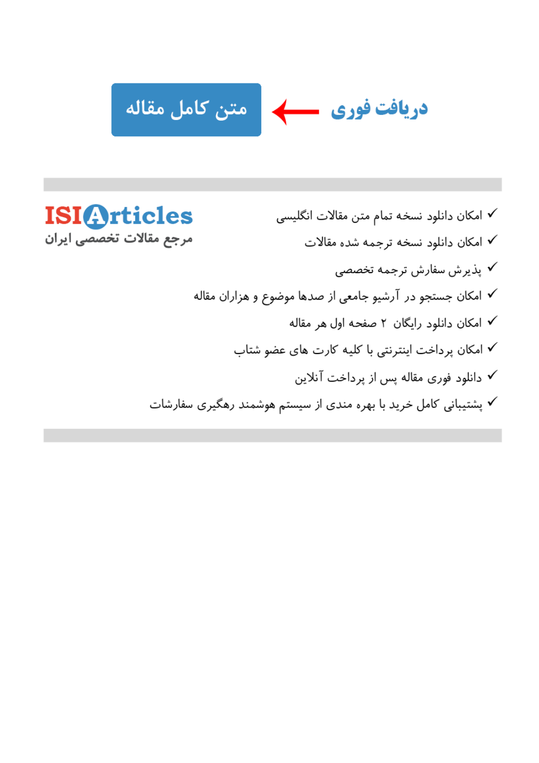دریافت فوری ← **متن کامل مقاله**

**ISIArticles**
مرجع مقالات تخصصی ایران

- ✓ امکان دانلود نسخه تمام متن مقالات انگلیسی
- ✓ امکان دانلود نسخه ترجمه شده مقالات
- ✓ پذیرش سفارش ترجمه تخصصی
- ✓ امکان جستجو در آرشیو جامعی از صدها موضوع و هزاران مقاله
- ✓ امکان دانلود رایگان ۲ صفحه اول هر مقاله
- ✓ امکان پرداخت اینترنتی با کلیه کارت های عضو شتاب
- ✓ دانلود فوری مقاله پس از پرداخت آنلاین
- ✓ پشتیبانی کامل خرید با بهره مندی از سیستم هوشمند رهگیری سفارشات